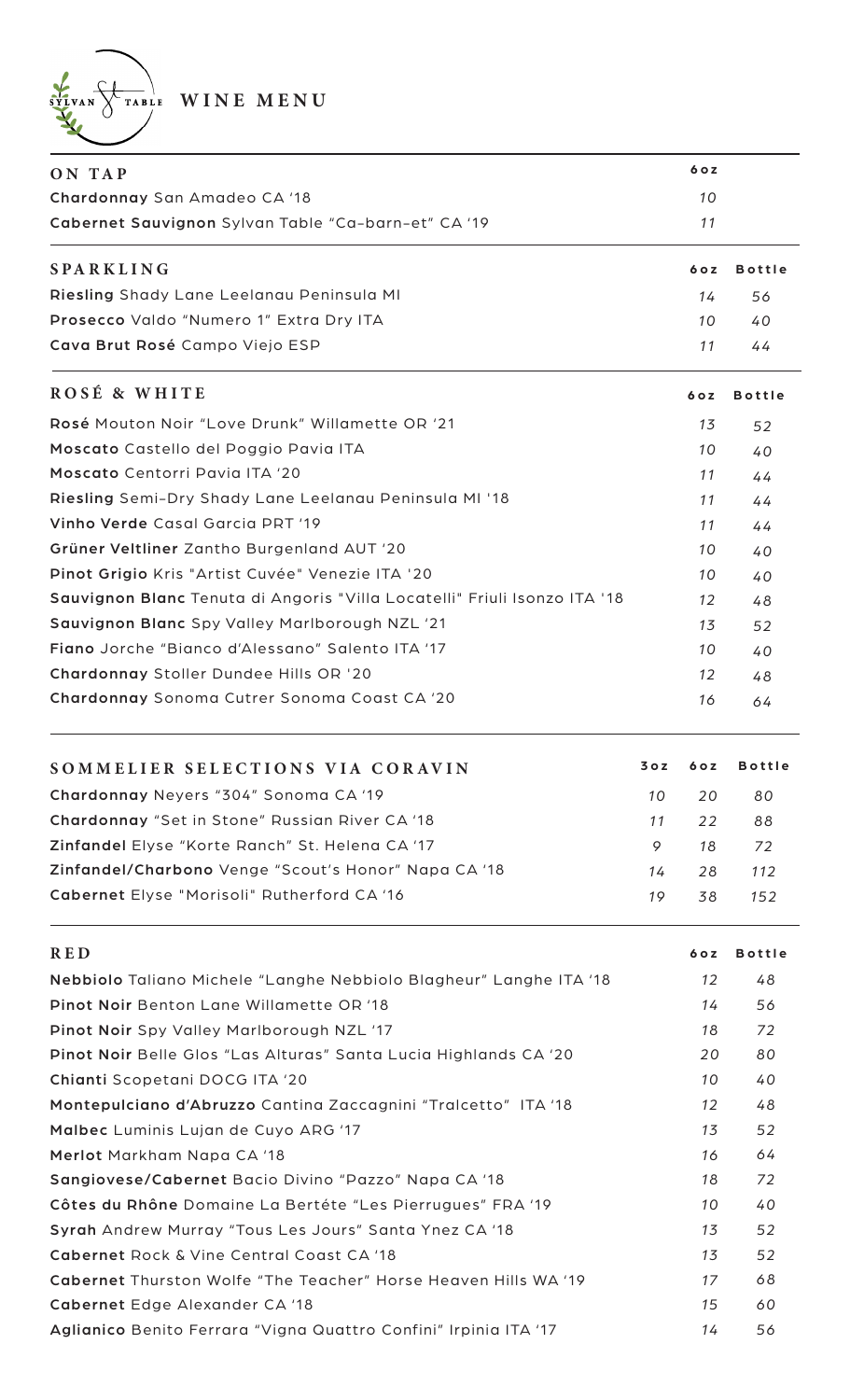# SYLVAN TABLE WINE MENU

| ON TAP | 6oz |
|---|---|
| **Chardonnay** San Amadeo CA '18 | 10 |
| **Cabernet Sauvignon** Sylvan Table "Ca-barn-et" CA '19 | 11 |

| SPARKLING | 6oz | Bottle |
|---|---|---|
| **Riesling** Shady Lane Leelanau Peninsula MI | 14 | 56 |
| **Prosecco** Valdo "Numero 1" Extra Dry ITA | 10 | 40 |
| **Cava Brut Rosé** Campo Viejo ESP | 11 | 44 |

| ROSÉ & WHITE | 6oz | Bottle |
|---|---|---|
| **Rosé** Mouton Noir "Love Drunk" Willamette OR '21 | 13 | 52 |
| **Moscato** Castello del Poggio Pavia ITA | 10 | 40 |
| **Moscato** Centorri Pavia ITA '20 | 11 | 44 |
| **Riesling** Semi-Dry Shady Lane Leelanau Peninsula MI '18 | 11 | 44 |
| **Vinho Verde** Casal Garcia PRT '19 | 11 | 44 |
| **Grüner Veltliner** Zantho Burgenland AUT '20 | 10 | 40 |
| **Pinot Grigio** Kris "Artist Cuvée" Venezie ITA '20 | 10 | 40 |
| **Sauvignon Blanc** Tenuta di Angoris "Villa Locatelli" Friuli Isonzo ITA '18 | 12 | 48 |
| **Sauvignon Blanc** Spy Valley Marlborough NZL '21 | 13 | 52 |
| **Fiano** Jorche "Bianco d'Alessano" Salento ITA '17 | 10 | 40 |
| **Chardonnay** Stoller Dundee Hills OR '20 | 12 | 48 |
| **Chardonnay** Sonoma Cutrer Sonoma Coast CA '20 | 16 | 64 |

| SOMMELIER SELECTIONS VIA CORAVIN | 3oz | 6oz | Bottle |
|---|---|---|---|
| **Chardonnay** Neyers "304" Sonoma CA '19 | 10 | 20 | 80 |
| **Chardonnay** "Set in Stone" Russian River CA '18 | 11 | 22 | 88 |
| **Zinfandel** Elyse "Korte Ranch" St. Helena CA '17 | 9 | 18 | 72 |
| **Zinfandel/Charbono** Venge "Scout's Honor" Napa CA '18 | 14 | 28 | 112 |
| **Cabernet** Elyse "Morisoli" Rutherford CA '16 | 19 | 38 | 152 |

| RED | 6oz | Bottle |
|---|---|---|
| **Nebbiolo** Taliano Michele "Langhe Nebbiolo Blagheur" Langhe ITA '18 | 12 | 48 |
| **Pinot Noir** Benton Lane Willamette OR '18 | 14 | 56 |
| **Pinot Noir** Spy Valley Marlborough NZL '17 | 18 | 72 |
| **Pinot Noir** Belle Glos "Las Alturas" Santa Lucia Highlands CA '20 | 20 | 80 |
| **Chianti** Scopetani DOCG ITA '20 | 10 | 40 |
| **Montepulciano d'Abruzzo** Cantina Zaccagnini "Tralcetto" ITA '18 | 12 | 48 |
| **Malbec** Luminis Lujan de Cuyo ARG '17 | 13 | 52 |
| **Merlot** Markham Napa CA '18 | 16 | 64 |
| **Sangiovese/Cabernet** Bacio Divino "Pazzo" Napa CA '18 | 18 | 72 |
| **Côtes du Rhône** Domaine La Bertéte "Les Pierrugues" FRA '19 | 10 | 40 |
| **Syrah** Andrew Murray "Tous Les Jours" Santa Ynez CA '18 | 13 | 52 |
| **Cabernet** Rock & Vine Central Coast CA '18 | 13 | 52 |
| **Cabernet** Thurston Wolfe "The Teacher" Horse Heaven Hills WA '19 | 17 | 68 |
| **Cabernet** Edge Alexander CA '18 | 15 | 60 |
| **Aglianico** Benito Ferrara "Vigna Quattro Confini" Irpinia ITA '17 | 14 | 56 |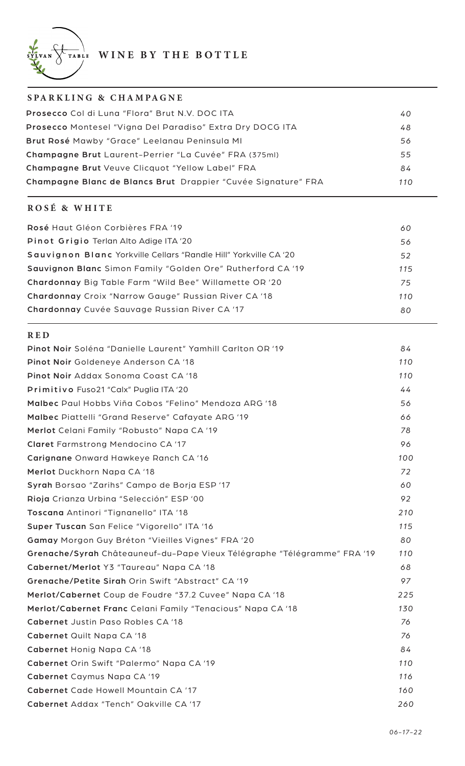SYLVAN TABLE

# WINE BY THE BOTTLE

## SPARKLING & CHAMPAGNE

| | |
|---|---|
| **Prosecco** Col di Luna "Flora" Brut N.V. DOC ITA | 40 |
| **Prosecco** Montesel "Vigna Del Paradiso" Extra Dry DOCG ITA | 48 |
| **Brut Rosé** Mawby "Grace" Leelanau Peninsula MI | 56 |
| **Champagne Brut** Laurent-Perrier "La Cuvée" FRA (375ml) | 55 |
| **Champagne Brut** Veuve Clicquot "Yellow Label" FRA | 84 |
| **Champagne Blanc de Blancs Brut** Drappier "Cuvée Signature" FRA | 110 |

## ROSÉ & WHITE

| | |
|---|---|
| **Rosé** Haut Gléon Corbières FRA '19 | 60 |
| **Pinot Grigio** Terlan Alto Adige ITA '20 | 56 |
| **Sauvignon Blanc** Yorkville Cellars "Randle Hill" Yorkville CA '20 | 52 |
| **Sauvignon Blanc** Simon Family "Golden Ore" Rutherford CA '19 | 115 |
| **Chardonnay** Big Table Farm "Wild Bee" Willamette OR '20 | 75 |
| **Chardonnay** Croix "Narrow Gauge" Russian River CA '18 | 110 |
| **Chardonnay** Cuvée Sauvage Russian River CA '17 | 80 |

## RED

| | |
|---|---|
| **Pinot Noir** Soléna "Danielle Laurent" Yamhill Carlton OR '19 | 84 |
| **Pinot Noir** Goldeneye Anderson CA '18 | 110 |
| **Pinot Noir** Addax Sonoma Coast CA '18 | 110 |
| **Primitivo** Fuso21 "Calx" Puglia ITA '20 | 44 |
| **Malbec** Paul Hobbs Viña Cobos "Felino" Mendoza ARG '18 | 56 |
| **Malbec** Piattelli "Grand Reserve" Cafayate ARG '19 | 66 |
| **Merlot** Celani Family "Robusto" Napa CA '19 | 78 |
| **Claret** Farmstrong Mendocino CA '17 | 96 |
| **Carignane** Onward Hawkeye Ranch CA '16 | 100 |
| **Merlot** Duckhorn Napa CA '18 | 72 |
| **Syrah** Borsao "Zarihs" Campo de Borja ESP '17 | 60 |
| **Rioja** Crianza Urbina "Selección" ESP '00 | 92 |
| **Toscana** Antinori "Tignanello" ITA '18 | 210 |
| **Super Tuscan** San Felice "Vigorello" ITA '16 | 115 |
| **Gamay** Morgon Guy Bréton "Vieilles Vignes" FRA '20 | 80 |
| **Grenache/Syrah** Châteauneuf-du-Pape Vieux Télégraphe "Télégramme" FRA '19 | 110 |
| **Cabernet/Merlot** Y3 "Taureau" Napa CA '18 | 68 |
| **Grenache/Petite Sirah** Orin Swift "Abstract" CA '19 | 97 |
| **Merlot/Cabernet** Coup de Foudre "37.2 Cuvee" Napa CA '18 | 225 |
| **Merlot/Cabernet Franc** Celani Family "Tenacious" Napa CA '18 | 130 |
| **Cabernet** Justin Paso Robles CA '18 | 76 |
| **Cabernet** Quilt Napa CA '18 | 76 |
| **Cabernet** Honig Napa CA '18 | 84 |
| **Cabernet** Orin Swift "Palermo" Napa CA '19 | 110 |
| **Cabernet** Caymus Napa CA '19 | 116 |
| **Cabernet** Cade Howell Mountain CA '17 | 160 |
| **Cabernet** Addax "Tench" Oakville CA '17 | 260 |

*06-17-22*